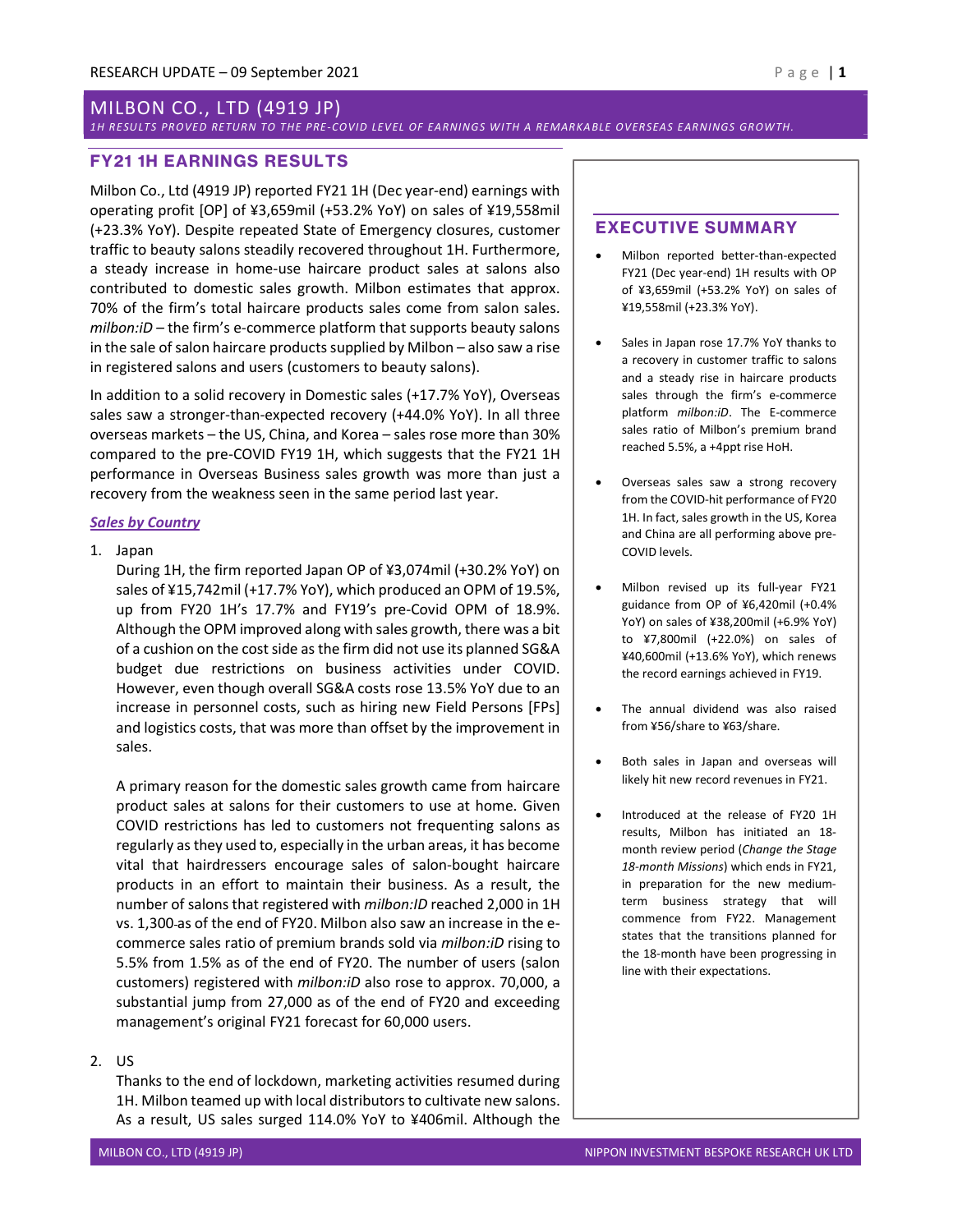# MILBON CO., LTD (4919 JP)

*1H RESULTS PROVED RETURN TO THE PRE-COVID LEVEL OF EARNINGS WITH A REMARKABLE OVERSEAS EARNINGS GROWTH.*

## FY21 1H EARNINGS RESULTS

Milbon Co., Ltd (4919 JP) reported FY21 1H (Dec year-end) earnings with operating profit [OP] of ¥3,659mil (+53.2% YoY) on sales of ¥19,558mil (+23.3% YoY). Despite repeated State of Emergency closures, customer traffic to beauty salons steadily recovered throughout 1H. Furthermore, a steady increase in home-use haircare product sales at salons also contributed to domestic sales growth. Milbon estimates that approx. 70% of the firm's total haircare products sales come from salon sales. *milbon:iD* – the firm's e-commerce platform that supports beauty salons in the sale of salon haircare products supplied by Milbon – also saw a rise in registered salons and users (customers to beauty salons).

In addition to a solid recovery in Domestic sales (+17.7% YoY), Overseas sales saw a stronger-than-expected recovery (+44.0% YoY). In all three overseas markets – the US, China, and Korea – sales rose more than 30% compared to the pre-COVID FY19 1H, which suggests that the FY21 1H performance in Overseas Business sales growth was more than just a recovery from the weakness seen in the same period last year.

***Sales by Country***

1. Japan

   During 1H, the firm reported Japan OP of ¥3,074mil (+30.2% YoY) on sales of ¥15,742mil (+17.7% YoY), which produced an OPM of 19.5%, up from FY20 1H's 17.7% and FY19's pre-Covid OPM of 18.9%. Although the OPM improved along with sales growth, there was a bit of a cushion on the cost side as the firm did not use its planned SG&A budget due restrictions on business activities under COVID. However, even though overall SG&A costs rose 13.5% YoY due to an increase in personnel costs, such as hiring new Field Persons [FPs] and logistics costs, that was more than offset by the improvement in sales.

   A primary reason for the domestic sales growth came from haircare product sales at salons for their customers to use at home. Given COVID restrictions has led to customers not frequenting salons as regularly as they used to, especially in the urban areas, it has become vital that hairdressers encourage sales of salon-bought haircare products in an effort to maintain their business. As a result, the number of salons that registered with *milbon:ID* reached 2,000 in 1H vs. 1,300 as of the end of FY20. Milbon also saw an increase in the e-commerce sales ratio of premium brands sold via *milbon:iD* rising to 5.5% from 1.5% as of the end of FY20. The number of users (salon customers) registered with *milbon:iD* also rose to approx. 70,000, a substantial jump from 27,000 as of the end of FY20 and exceeding management's original FY21 forecast for 60,000 users.

2. US

   Thanks to the end of lockdown, marketing activities resumed during 1H. Milbon teamed up with local distributors to cultivate new salons. As a result, US sales surged 114.0% YoY to ¥406mil. Although the

## EXECUTIVE SUMMARY

- Milbon reported better-than-expected FY21 (Dec year-end) 1H results with OP of ¥3,659mil (+53.2% YoY) on sales of ¥19,558mil (+23.3% YoY).
- Sales in Japan rose 17.7% YoY thanks to a recovery in customer traffic to salons and a steady rise in haircare products sales through the firm's e-commerce platform *milbon:iD*. The E-commerce sales ratio of Milbon's premium brand reached 5.5%, a +4ppt rise HoH.
- Overseas sales saw a strong recovery from the COVID-hit performance of FY20 1H. In fact, sales growth in the US, Korea and China are all performing above pre-COVID levels.
- Milbon revised up its full-year FY21 guidance from OP of ¥6,420mil (+0.4% YoY) on sales of ¥38,200mil (+6.9% YoY) to ¥7,800mil (+22.0%) on sales of ¥40,600mil (+13.6% YoY), which renews the record earnings achieved in FY19.
- The annual dividend was also raised from ¥56/share to ¥63/share.
- Both sales in Japan and overseas will likely hit new record revenues in FY21.
- Introduced at the release of FY20 1H results, Milbon has initiated an 18-month review period (*Change the Stage 18-month Missions*) which ends in FY21, in preparation for the new medium-term business strategy that will commence from FY22. Management states that the transitions planned for the 18-month have been progressing in line with their expectations.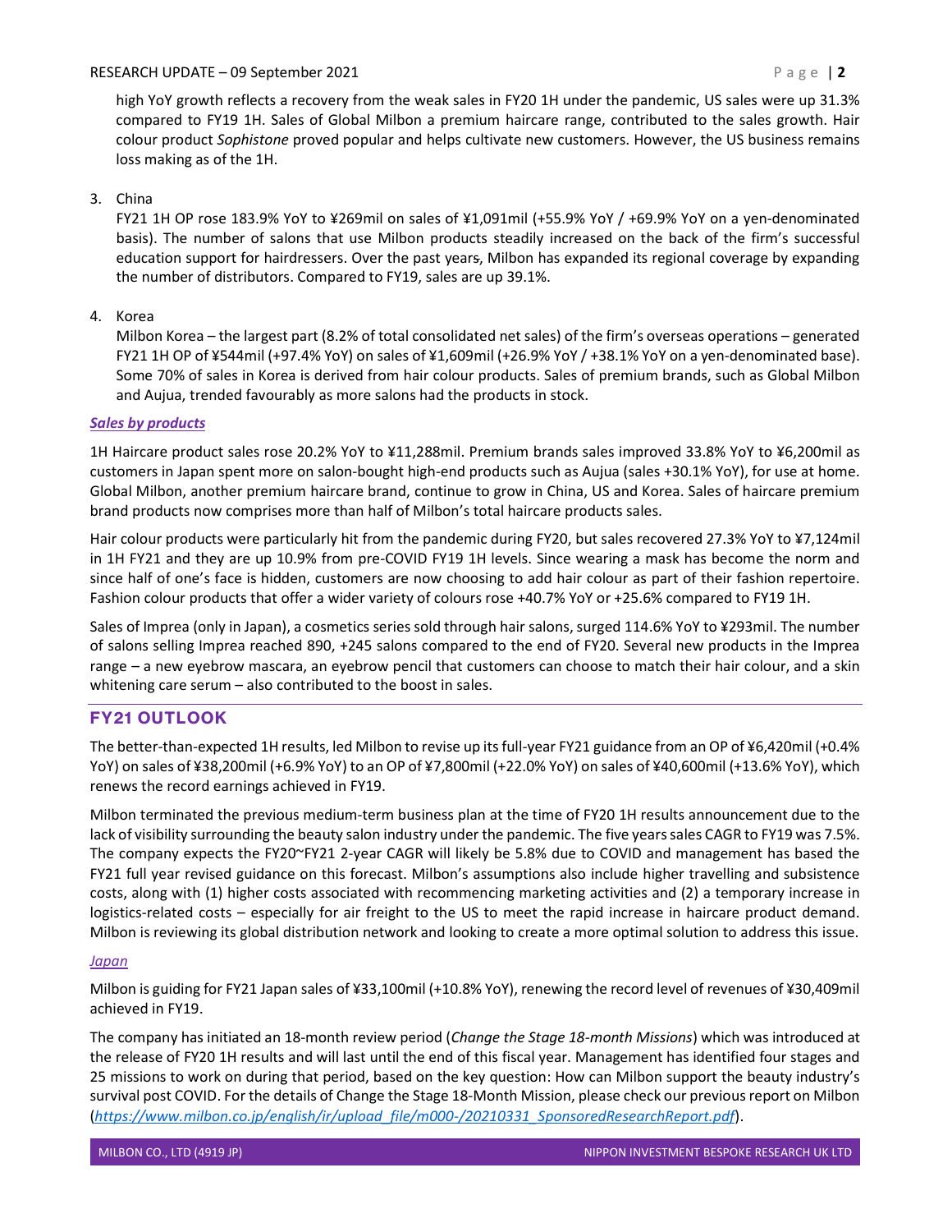high YoY growth reflects a recovery from the weak sales in FY20 1H under the pandemic, US sales were up 31.3% compared to FY19 1H. Sales of Global Milbon a premium haircare range, contributed to the sales growth. Hair colour product *Sophistone* proved popular and helps cultivate new customers. However, the US business remains loss making as of the 1H.

3. China

   FY21 1H OP rose 183.9% YoY to ¥269mil on sales of ¥1,091mil (+55.9% YoY / +69.9% YoY on a yen-denominated basis). The number of salons that use Milbon products steadily increased on the back of the firm's successful education support for hairdressers. Over the past years, Milbon has expanded its regional coverage by expanding the number of distributors. Compared to FY19, sales are up 39.1%.

4. Korea

   Milbon Korea – the largest part (8.2% of total consolidated net sales) of the firm's overseas operations – generated FY21 1H OP of ¥544mil (+97.4% YoY) on sales of ¥1,609mil (+26.9% YoY / +38.1% YoY on a yen-denominated base). Some 70% of sales in Korea is derived from hair colour products. Sales of premium brands, such as Global Milbon and Aujua, trended favourably as more salons had the products in stock.

***Sales by products***

1H Haircare product sales rose 20.2% YoY to ¥11,288mil. Premium brands sales improved 33.8% YoY to ¥6,200mil as customers in Japan spent more on salon-bought high-end products such as Aujua (sales +30.1% YoY), for use at home. Global Milbon, another premium haircare brand, continue to grow in China, US and Korea. Sales of haircare premium brand products now comprises more than half of Milbon's total haircare products sales.

Hair colour products were particularly hit from the pandemic during FY20, but sales recovered 27.3% YoY to ¥7,124mil in 1H FY21 and they are up 10.9% from pre-COVID FY19 1H levels. Since wearing a mask has become the norm and since half of one's face is hidden, customers are now choosing to add hair colour as part of their fashion repertoire. Fashion colour products that offer a wider variety of colours rose +40.7% YoY or +25.6% compared to FY19 1H.

Sales of Imprea (only in Japan), a cosmetics series sold through hair salons, surged 114.6% YoY to ¥293mil. The number of salons selling Imprea reached 890, +245 salons compared to the end of FY20. Several new products in the Imprea range – a new eyebrow mascara, an eyebrow pencil that customers can choose to match their hair colour, and a skin whitening care serum – also contributed to the boost in sales.

## FY21 OUTLOOK

The better-than-expected 1H results, led Milbon to revise up its full-year FY21 guidance from an OP of ¥6,420mil (+0.4% YoY) on sales of ¥38,200mil (+6.9% YoY) to an OP of ¥7,800mil (+22.0% YoY) on sales of ¥40,600mil (+13.6% YoY), which renews the record earnings achieved in FY19.

Milbon terminated the previous medium-term business plan at the time of FY20 1H results announcement due to the lack of visibility surrounding the beauty salon industry under the pandemic. The five years sales CAGR to FY19 was 7.5%. The company expects the FY20~FY21 2-year CAGR will likely be 5.8% due to COVID and management has based the FY21 full year revised guidance on this forecast. Milbon's assumptions also include higher travelling and subsistence costs, along with (1) higher costs associated with recommencing marketing activities and (2) a temporary increase in logistics-related costs – especially for air freight to the US to meet the rapid increase in haircare product demand. Milbon is reviewing its global distribution network and looking to create a more optimal solution to address this issue.

*Japan*

Milbon is guiding for FY21 Japan sales of ¥33,100mil (+10.8% YoY), renewing the record level of revenues of ¥30,409mil achieved in FY19.

The company has initiated an 18-month review period (*Change the Stage 18-month Missions*) which was introduced at the release of FY20 1H results and will last until the end of this fiscal year. Management has identified four stages and 25 missions to work on during that period, based on the key question: How can Milbon support the beauty industry's survival post COVID. For the details of Change the Stage 18-Month Mission, please check our previous report on Milbon (*https://www.milbon.co.jp/english/ir/upload_file/m000-/20210331_SponsoredResearchReport.pdf*).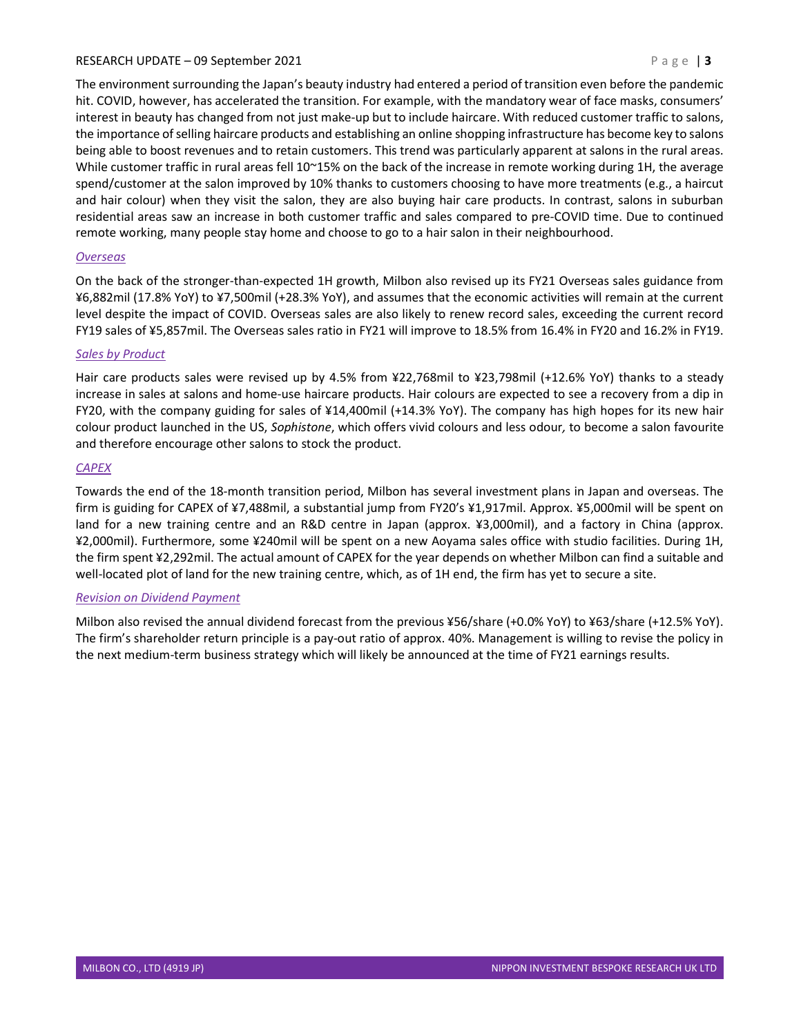The environment surrounding the Japan's beauty industry had entered a period of transition even before the pandemic hit. COVID, however, has accelerated the transition. For example, with the mandatory wear of face masks, consumers' interest in beauty has changed from not just make-up but to include haircare. With reduced customer traffic to salons, the importance of selling haircare products and establishing an online shopping infrastructure has become key to salons being able to boost revenues and to retain customers. This trend was particularly apparent at salons in the rural areas. While customer traffic in rural areas fell 10~15% on the back of the increase in remote working during 1H, the average spend/customer at the salon improved by 10% thanks to customers choosing to have more treatments (e.g., a haircut and hair colour) when they visit the salon, they are also buying hair care products. In contrast, salons in suburban residential areas saw an increase in both customer traffic and sales compared to pre-COVID time. Due to continued remote working, many people stay home and choose to go to a hair salon in their neighbourhood.

### *Overseas*

On the back of the stronger-than-expected 1H growth, Milbon also revised up its FY21 Overseas sales guidance from ¥6,882mil (17.8% YoY) to ¥7,500mil (+28.3% YoY), and assumes that the economic activities will remain at the current level despite the impact of COVID. Overseas sales are also likely to renew record sales, exceeding the current record FY19 sales of ¥5,857mil. The Overseas sales ratio in FY21 will improve to 18.5% from 16.4% in FY20 and 16.2% in FY19.

### *Sales by Product*

Hair care products sales were revised up by 4.5% from ¥22,768mil to ¥23,798mil (+12.6% YoY) thanks to a steady increase in sales at salons and home-use haircare products. Hair colours are expected to see a recovery from a dip in FY20, with the company guiding for sales of ¥14,400mil (+14.3% YoY). The company has high hopes for its new hair colour product launched in the US, *Sophistone*, which offers vivid colours and less odour, to become a salon favourite and therefore encourage other salons to stock the product.

### *CAPEX*

Towards the end of the 18-month transition period, Milbon has several investment plans in Japan and overseas. The firm is guiding for CAPEX of ¥7,488mil, a substantial jump from FY20's ¥1,917mil. Approx. ¥5,000mil will be spent on land for a new training centre and an R&D centre in Japan (approx. ¥3,000mil), and a factory in China (approx. ¥2,000mil). Furthermore, some ¥240mil will be spent on a new Aoyama sales office with studio facilities. During 1H, the firm spent ¥2,292mil. The actual amount of CAPEX for the year depends on whether Milbon can find a suitable and well-located plot of land for the new training centre, which, as of 1H end, the firm has yet to secure a site.

### *Revision on Dividend Payment*

Milbon also revised the annual dividend forecast from the previous ¥56/share (+0.0% YoY) to ¥63/share (+12.5% YoY). The firm's shareholder return principle is a pay-out ratio of approx. 40%. Management is willing to revise the policy in the next medium-term business strategy which will likely be announced at the time of FY21 earnings results.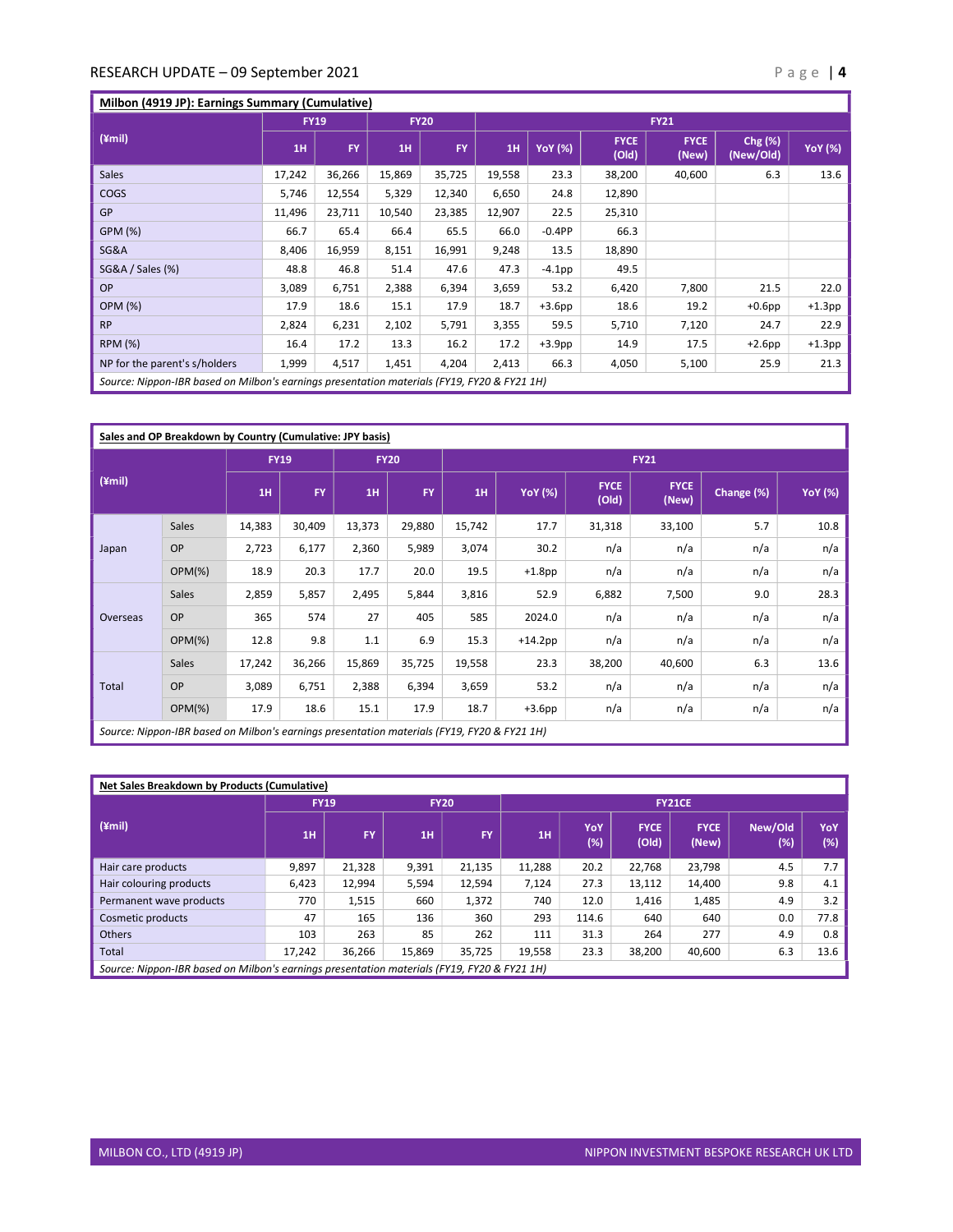**Milbon (4919 JP): Earnings Summary (Cumulative)**

| (¥mil) | FY19 | | FY20 | | FY21 | | | | | |
|---|---|---|---|---|---|---|---|---|---|---|
| | 1H | FY | 1H | FY | 1H | YoY (%) | FYCE (Old) | FYCE (New) | Chg (%) (New/Old) | YoY (%) |
| Sales | 17,242 | 36,266 | 15,869 | 35,725 | 19,558 | 23.3 | 38,200 | 40,600 | 6.3 | 13.6 |
| COGS | 5,746 | 12,554 | 5,329 | 12,340 | 6,650 | 24.8 | 12,890 | | | |
| GP | 11,496 | 23,711 | 10,540 | 23,385 | 12,907 | 22.5 | 25,310 | | | |
| GPM (%) | 66.7 | 65.4 | 66.4 | 65.5 | 66.0 | -0.4PP | 66.3 | | | |
| SG&A | 8,406 | 16,959 | 8,151 | 16,991 | 9,248 | 13.5 | 18,890 | | | |
| SG&A / Sales (%) | 48.8 | 46.8 | 51.4 | 47.6 | 47.3 | -4.1pp | 49.5 | | | |
| OP | 3,089 | 6,751 | 2,388 | 6,394 | 3,659 | 53.2 | 6,420 | 7,800 | 21.5 | 22.0 |
| OPM (%) | 17.9 | 18.6 | 15.1 | 17.9 | 18.7 | +3.6pp | 18.6 | 19.2 | +0.6pp | +1.3pp |
| RP | 2,824 | 6,231 | 2,102 | 5,791 | 3,355 | 59.5 | 5,710 | 7,120 | 24.7 | 22.9 |
| RPM (%) | 16.4 | 17.2 | 13.3 | 16.2 | 17.2 | +3.9pp | 14.9 | 17.5 | +2.6pp | +1.3pp |
| NP for the parent's s/holders | 1,999 | 4,517 | 1,451 | 4,204 | 2,413 | 66.3 | 4,050 | 5,100 | 25.9 | 21.3 |

*Source: Nippon-IBR based on Milbon's earnings presentation materials (FY19, FY20 & FY21 1H)*

**Sales and OP Breakdown by Country (Cumulative: JPY basis)**

| (¥mil) | | FY19 | | FY20 | | FY21 | | | | | |
|---|---|---|---|---|---|---|---|---|---|---|---|
| | | 1H | FY | 1H | FY | 1H | YoY (%) | FYCE (Old) | FYCE (New) | Change (%) | YoY (%) |
| Japan | Sales | 14,383 | 30,409 | 13,373 | 29,880 | 15,742 | 17.7 | 31,318 | 33,100 | 5.7 | 10.8 |
| | OP | 2,723 | 6,177 | 2,360 | 5,989 | 3,074 | 30.2 | n/a | n/a | n/a | n/a |
| | OPM(%) | 18.9 | 20.3 | 17.7 | 20.0 | 19.5 | +1.8pp | n/a | n/a | n/a | n/a |
| Overseas | Sales | 2,859 | 5,857 | 2,495 | 5,844 | 3,816 | 52.9 | 6,882 | 7,500 | 9.0 | 28.3 |
| | OP | 365 | 574 | 27 | 405 | 585 | 2024.0 | n/a | n/a | n/a | n/a |
| | OPM(%) | 12.8 | 9.8 | 1.1 | 6.9 | 15.3 | +14.2pp | n/a | n/a | n/a | n/a |
| Total | Sales | 17,242 | 36,266 | 15,869 | 35,725 | 19,558 | 23.3 | 38,200 | 40,600 | 6.3 | 13.6 |
| | OP | 3,089 | 6,751 | 2,388 | 6,394 | 3,659 | 53.2 | n/a | n/a | n/a | n/a |
| | OPM(%) | 17.9 | 18.6 | 15.1 | 17.9 | 18.7 | +3.6pp | n/a | n/a | n/a | n/a |

*Source: Nippon-IBR based on Milbon's earnings presentation materials (FY19, FY20 & FY21 1H)*

**Net Sales Breakdown by Products (Cumulative)**

| (¥mil) | FY19 | | FY20 | | FY21CE | | | | | |
|---|---|---|---|---|---|---|---|---|---|---|
| | 1H | FY | 1H | FY | 1H | YoY (%) | FYCE (Old) | FYCE (New) | New/Old (%) | YoY (%) |
| Hair care products | 9,897 | 21,328 | 9,391 | 21,135 | 11,288 | 20.2 | 22,768 | 23,798 | 4.5 | 7.7 |
| Hair colouring products | 6,423 | 12,994 | 5,594 | 12,594 | 7,124 | 27.3 | 13,112 | 14,400 | 9.8 | 4.1 |
| Permanent wave products | 770 | 1,515 | 660 | 1,372 | 740 | 12.0 | 1,416 | 1,485 | 4.9 | 3.2 |
| Cosmetic products | 47 | 165 | 136 | 360 | 293 | 114.6 | 640 | 640 | 0.0 | 77.8 |
| Others | 103 | 263 | 85 | 262 | 111 | 31.3 | 264 | 277 | 4.9 | 0.8 |
| Total | 17,242 | 36,266 | 15,869 | 35,725 | 19,558 | 23.3 | 38,200 | 40,600 | 6.3 | 13.6 |

*Source: Nippon-IBR based on Milbon's earnings presentation materials (FY19, FY20 & FY21 1H)*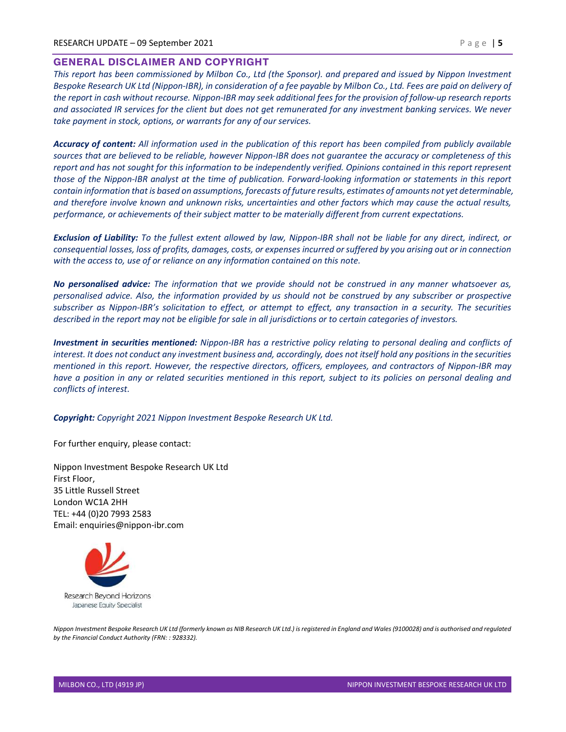## GENERAL DISCLAIMER AND COPYRIGHT

*This report has been commissioned by Milbon Co., Ltd (the Sponsor). and prepared and issued by Nippon Investment Bespoke Research UK Ltd (Nippon-IBR), in consideration of a fee payable by Milbon Co., Ltd. Fees are paid on delivery of the report in cash without recourse. Nippon-IBR may seek additional fees for the provision of follow-up research reports and associated IR services for the client but does not get remunerated for any investment banking services. We never take payment in stock, options, or warrants for any of our services.*

***Accuracy of content:*** *All information used in the publication of this report has been compiled from publicly available sources that are believed to be reliable, however Nippon-IBR does not guarantee the accuracy or completeness of this report and has not sought for this information to be independently verified. Opinions contained in this report represent those of the Nippon-IBR analyst at the time of publication. Forward-looking information or statements in this report contain information that is based on assumptions, forecasts of future results, estimates of amounts not yet determinable, and therefore involve known and unknown risks, uncertainties and other factors which may cause the actual results, performance, or achievements of their subject matter to be materially different from current expectations.*

***Exclusion of Liability:*** *To the fullest extent allowed by law, Nippon-IBR shall not be liable for any direct, indirect, or consequential losses, loss of profits, damages, costs, or expenses incurred or suffered by you arising out or in connection with the access to, use of or reliance on any information contained on this note.*

***No personalised advice:*** *The information that we provide should not be construed in any manner whatsoever as, personalised advice. Also, the information provided by us should not be construed by any subscriber or prospective subscriber as Nippon-IBR's solicitation to effect, or attempt to effect, any transaction in a security. The securities described in the report may not be eligible for sale in all jurisdictions or to certain categories of investors.*

***Investment in securities mentioned:*** *Nippon-IBR has a restrictive policy relating to personal dealing and conflicts of interest. It does not conduct any investment business and, accordingly, does not itself hold any positions in the securities mentioned in this report. However, the respective directors, officers, employees, and contractors of Nippon-IBR may have a position in any or related securities mentioned in this report, subject to its policies on personal dealing and conflicts of interest.*

***Copyright:*** *Copyright 2021 Nippon Investment Bespoke Research UK Ltd.*

For further enquiry, please contact:

Nippon Investment Bespoke Research UK Ltd
First Floor,
35 Little Russell Street
London WC1A 2HH
TEL: +44 (0)20 7993 2583
Email: enquiries@nippon-ibr.com

Research Beyond Horizons
Japanese Equity Specialist

*Nippon Investment Bespoke Research UK Ltd (formerly known as NIB Research UK Ltd.) is registered in England and Wales (9100028) and is authorised and regulated by the Financial Conduct Authority (FRN: : 928332).*